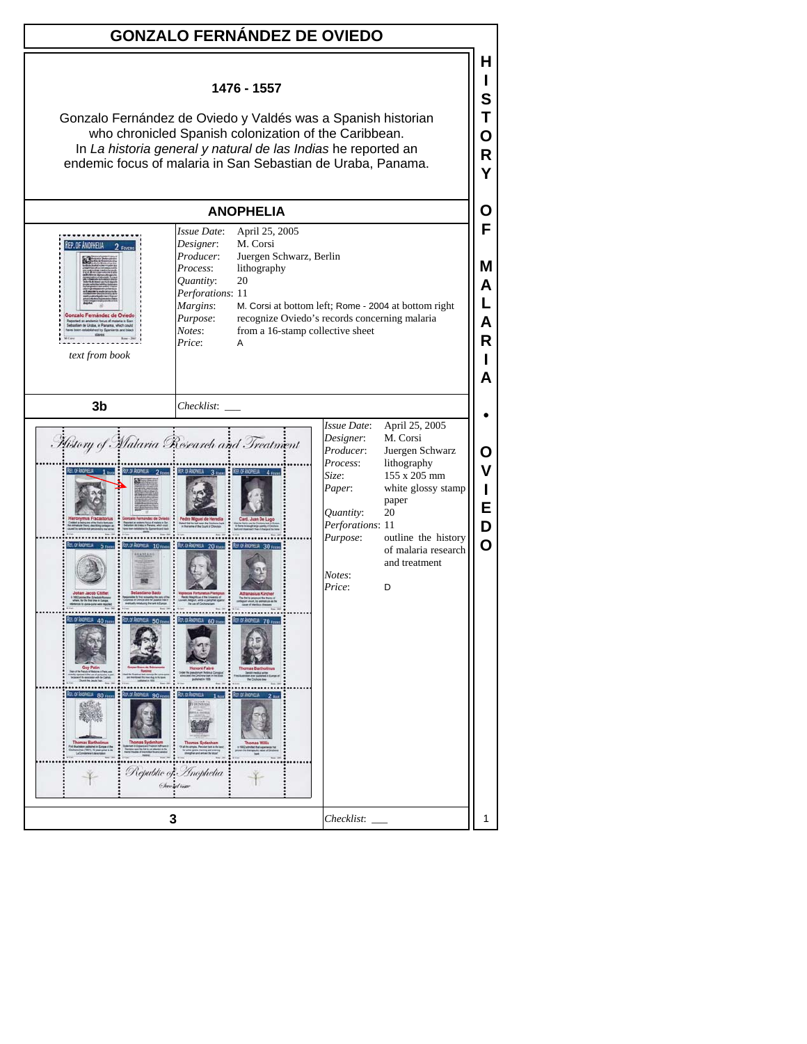# GONZALO FERNÁNDEZ DE OVIEDO

**1476 - 1557**

Gonzalo Fernández de Oviedo y Valdés was a Spanish historian who chronicled Spanish colonization of the Caribbean. In *La historia general y natural de las Indias* he reported an endemic focus of malaria in San Sebastian de Uraba, Panama.

## ANOPHELIA

*text from book*

| | |
|---|---|
| *Issue Date*: | April 25, 2005 |
| *Designer*: | M. Corsi |
| *Producer*: | Juergen Schwarz, Berlin |
| *Process*: | lithography |
| *Quantity*: | 20 |
| *Perforations*: | 11 |
| *Margins*: | M. Corsi at bottom left; Rome - 2004 at bottom right |
| *Purpose*: | recognize Oviedo's records concerning malaria |
| *Notes*: | from a 16-stamp collective sheet |
| *Price*: | A |

**3b** *Checklist*: ___

| | |
|---|---|
| *Issue Date*: | April 25, 2005 |
| *Designer*: | M. Corsi |
| *Producer*: | Juergen Schwarz |
| *Process*: | lithography |
| *Size*: | 155 x 205 mm |
| *Paper*: | white glossy stamp paper |
| *Quantity*: | 20 |
| *Perforations*: | 11 |
| *Purpose*: | outline the history of malaria research and treatment |
| *Notes*: | |
| *Price*: | D |

**3** *Checklist*: ___

HISTORY OF MALARIA • OVIEDO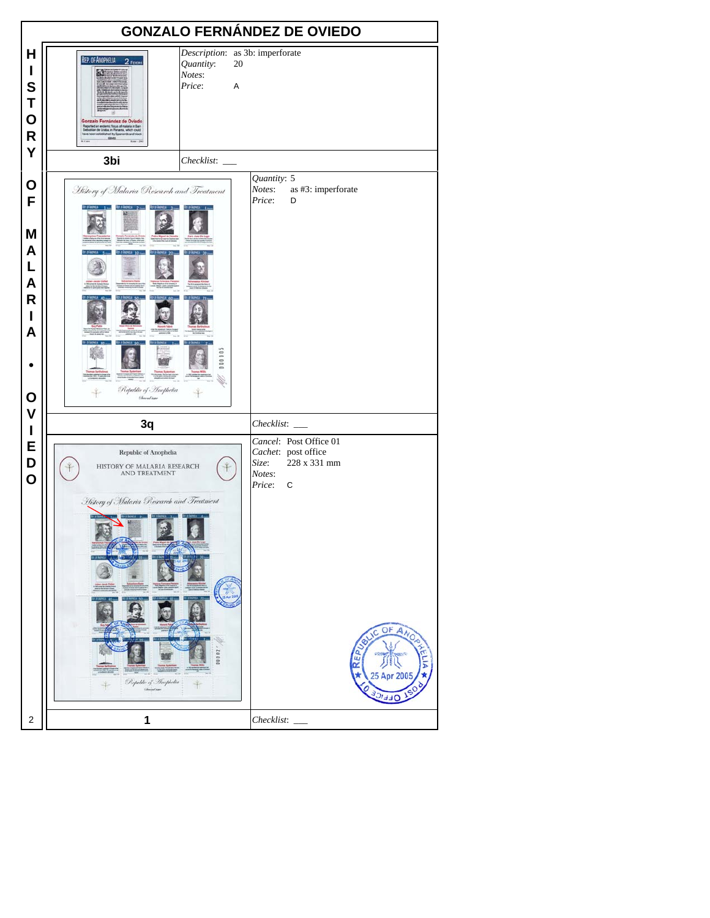# GONZALO FERNÁNDEZ DE OVIEDO

HISTORY OF MALARIA • OVIEDO

| Item | Details |
|---|---|
| **3bi** | *Description*: as 3b: imperforate<br>*Quantity*: 20<br>*Notes*:<br>*Price*: A<br>*Checklist*: ___ |
| **3q** | *Quantity*: 5<br>*Notes*: as #3: imperforate<br>*Price*: D<br>*Checklist*: ___ |
| **1** | *Cancel*: Post Office 01<br>*Cachet*: post office<br>*Size*: 228 x 331 mm<br>*Notes*:<br>*Price*: C<br>*Checklist*: ___ |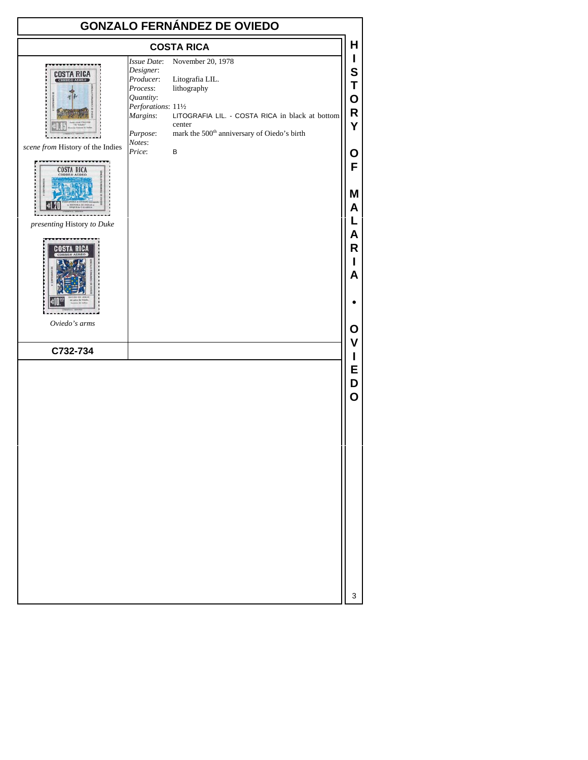# GONZALO FERNÁNDEZ DE OVIEDO

## COSTA RICA

*scene from* History of the Indies

*presenting* History *to Duke*

*Oviedo's arms*

*Issue Date*: November 20, 1978
*Designer*:
*Producer*: Litografia LIL.
*Process*: lithography
*Quantity*:
*Perforations*: 11½
*Margins*: LITOGRAFIA LIL. - COSTA RICA in black at bottom center
*Purpose*: mark the 500th anniversary of Oiedo's birth
*Notes*:
*Price*: B

**C732-734**

HISTORY OF MALARIA • OVIEDO